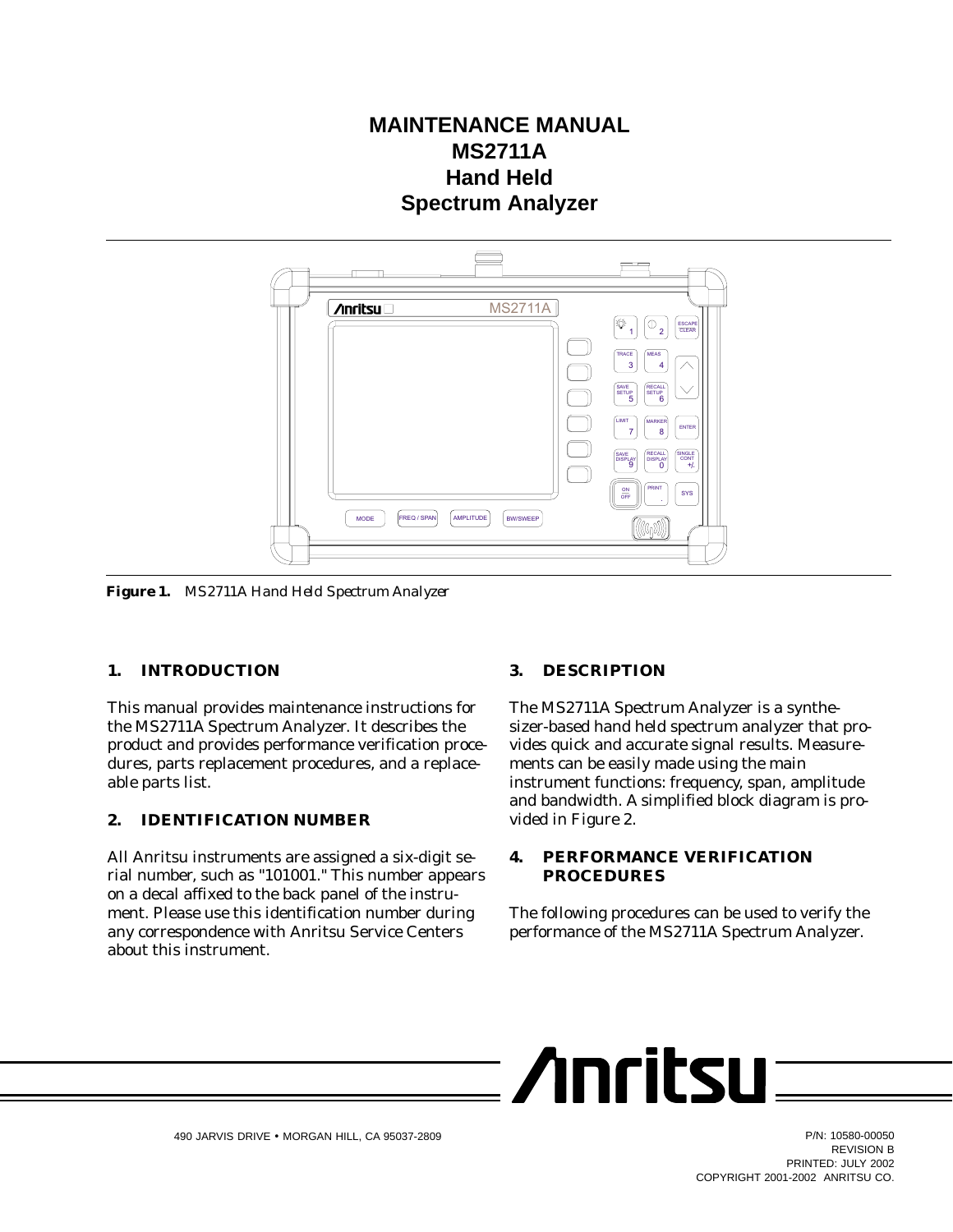# MAINTENANCE MANUAL
# MS2711A
# Hand Held
# Spectrum Analyzer

***Figure 1.*** *MS2711A Hand Held Spectrum Analyzer*

## 1. INTRODUCTION

This manual provides maintenance instructions for the MS2711A Spectrum Analyzer. It describes the product and provides performance verification procedures, parts replacement procedures, and a replaceable parts list.

## 2. IDENTIFICATION NUMBER

All Anritsu instruments are assigned a six-digit serial number, such as "101001." This number appears on a decal affixed to the back panel of the instrument. Please use this identification number during any correspondence with Anritsu Service Centers about this instrument.

## 3. DESCRIPTION

The MS2711A Spectrum Analyzer is a synthesizer-based hand held spectrum analyzer that provides quick and accurate signal results. Measurements can be easily made using the main instrument functions: frequency, span, amplitude and bandwidth. A simplified block diagram is provided in Figure 2.

## 4. PERFORMANCE VERIFICATION PROCEDURES

The following procedures can be used to verify the performance of the MS2711A Spectrum Analyzer.

Anritsu

490 JARVIS DRIVE • MORGAN HILL, CA 95037-2809

P/N: 10580-00050
REVISION B
PRINTED: JULY 2002
COPYRIGHT 2001-2002 ANRITSU CO.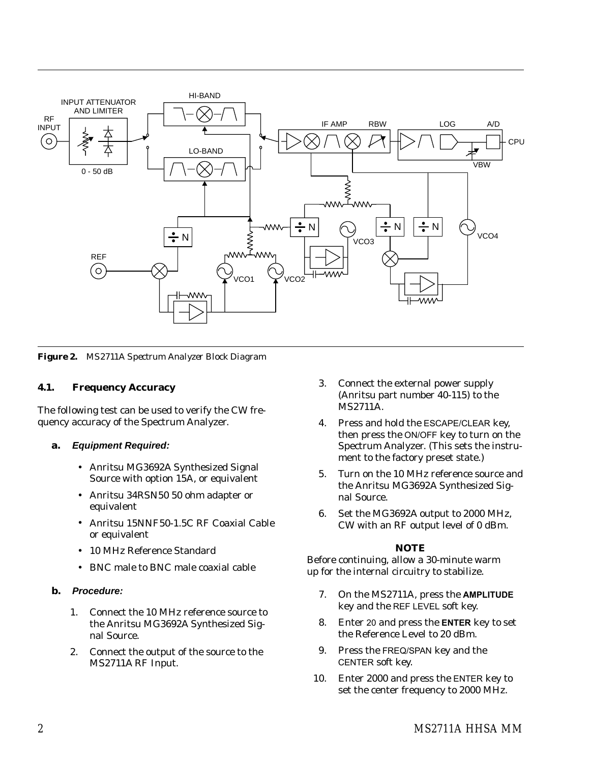**Figure 2.** *MS2711A Spectrum Analyzer Block Diagram*

### 4.1. Frequency Accuracy

The following test can be used to verify the CW frequency accuracy of the Spectrum Analyzer.

**a.** ***Equipment Required:***

- Anritsu MG3692A Synthesized Signal Source with option 15A, or equivalent
- Anritsu 34RSN50 50 ohm adapter or equivalent
- Anritsu 15NNF50-1.5C RF Coaxial Cable or equivalent
- 10 MHz Reference Standard
- BNC male to BNC male coaxial cable

**b.** ***Procedure:***

1. Connect the 10 MHz reference source to the Anritsu MG3692A Synthesized Signal Source.
2. Connect the output of the source to the MS2711A RF Input.
3. Connect the external power supply (Anritsu part number 40-115) to the MS2711A.
4. Press and hold the ESCAPE/CLEAR key, then press the ON/OFF key to turn on the Spectrum Analyzer. (This sets the instrument to the factory preset state.)
5. Turn on the 10 MHz reference source and the Anritsu MG3692A Synthesized Signal Source.
6. Set the MG3692A output to 2000 MHz, CW with an RF output level of 0 dBm.

**NOTE**

Before continuing, allow a 30-minute warm up for the internal circuitry to stabilize.

7. On the MS2711A, press the **AMPLITUDE** key and the REF LEVEL soft key.
8. Enter 20 and press the **ENTER** key to set the Reference Level to 20 dBm.
9. Press the FREQ/SPAN key and the CENTER soft key.
10. Enter 2000 and press the ENTER key to set the center frequency to 2000 MHz.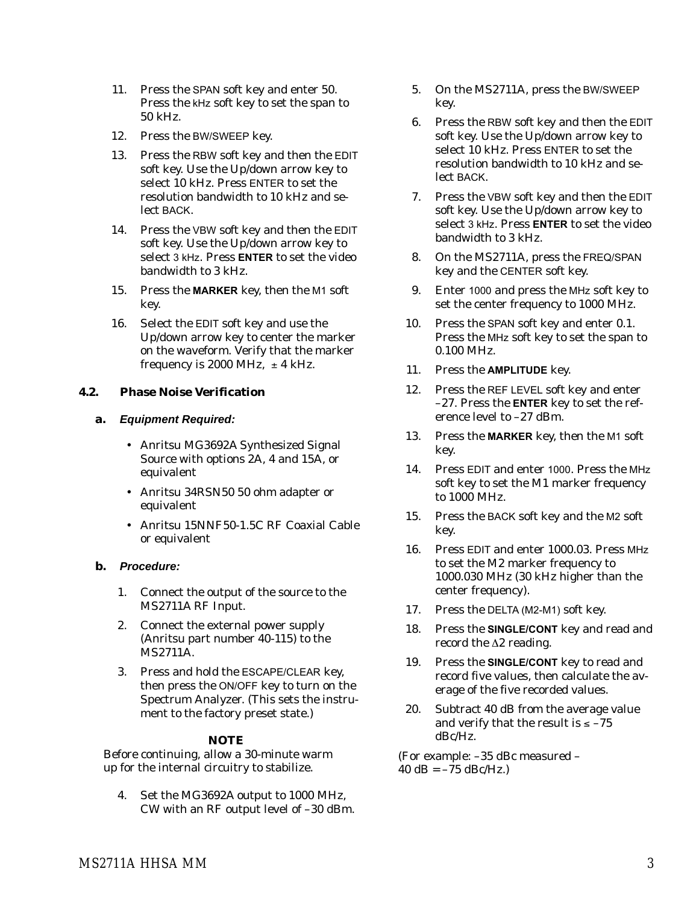11. Press the SPAN soft key and enter 50. Press the kHz soft key to set the span to 50 kHz.
12. Press the BW/SWEEP key.
13. Press the RBW soft key and then the EDIT soft key. Use the Up/down arrow key to select 10 kHz. Press ENTER to set the resolution bandwidth to 10 kHz and select BACK.
14. Press the VBW soft key and then the EDIT soft key. Use the Up/down arrow key to select 3 kHz. Press **ENTER** to set the video bandwidth to 3 kHz.
15. Press the **MARKER** key, then the M1 soft key.
16. Select the EDIT soft key and use the Up/down arrow key to center the marker on the waveform. Verify that the marker frequency is 2000 MHz, ± 4 kHz.

### 4.2. Phase Noise Verification

**a.** ***Equipment Required:***

- Anritsu MG3692A Synthesized Signal Source with options 2A, 4 and 15A, or equivalent
- Anritsu 34RSN50 50 ohm adapter or equivalent
- Anritsu 15NNF50-1.5C RF Coaxial Cable or equivalent

**b.** ***Procedure:***

1. Connect the output of the source to the MS2711A RF Input.
2. Connect the external power supply (Anritsu part number 40-115) to the MS2711A.
3. Press and hold the ESCAPE/CLEAR key, then press the ON/OFF key to turn on the Spectrum Analyzer. (This sets the instrument to the factory preset state.)

**NOTE**

Before continuing, allow a 30-minute warm up for the internal circuitry to stabilize.

4. Set the MG3692A output to 1000 MHz, CW with an RF output level of –30 dBm.
5. On the MS2711A, press the BW/SWEEP key.
6. Press the RBW soft key and then the EDIT soft key. Use the Up/down arrow key to select 10 kHz. Press ENTER to set the resolution bandwidth to 10 kHz and select BACK.
7. Press the VBW soft key and then the EDIT soft key. Use the Up/down arrow key to select 3 kHz. Press **ENTER** to set the video bandwidth to 3 kHz.
8. On the MS2711A, press the FREQ/SPAN key and the CENTER soft key.
9. Enter 1000 and press the MHz soft key to set the center frequency to 1000 MHz.
10. Press the SPAN soft key and enter 0.1. Press the MHz soft key to set the span to 0.100 MHz.
11. Press the **AMPLITUDE** key.
12. Press the REF LEVEL soft key and enter –27. Press the **ENTER** key to set the reference level to –27 dBm.
13. Press the **MARKER** key, then the M1 soft key.
14. Press EDIT and enter 1000. Press the MHz soft key to set the M1 marker frequency to 1000 MHz.
15. Press the BACK soft key and the M2 soft key.
16. Press EDIT and enter 1000.03. Press MHz to set the M2 marker frequency to 1000.030 MHz (30 kHz higher than the center frequency).
17. Press the DELTA (M2-M1) soft key.
18. Press the **SINGLE/CONT** key and read and record the $\Delta 2$ reading.
19. Press the **SINGLE/CONT** key to read and record five values, then calculate the average of the five recorded values.
20. Subtract 40 dB from the average value and verify that the result is ≤ –75 dBc/Hz.

(For example: –35 dBc measured – 40 dB = –75 dBc/Hz.)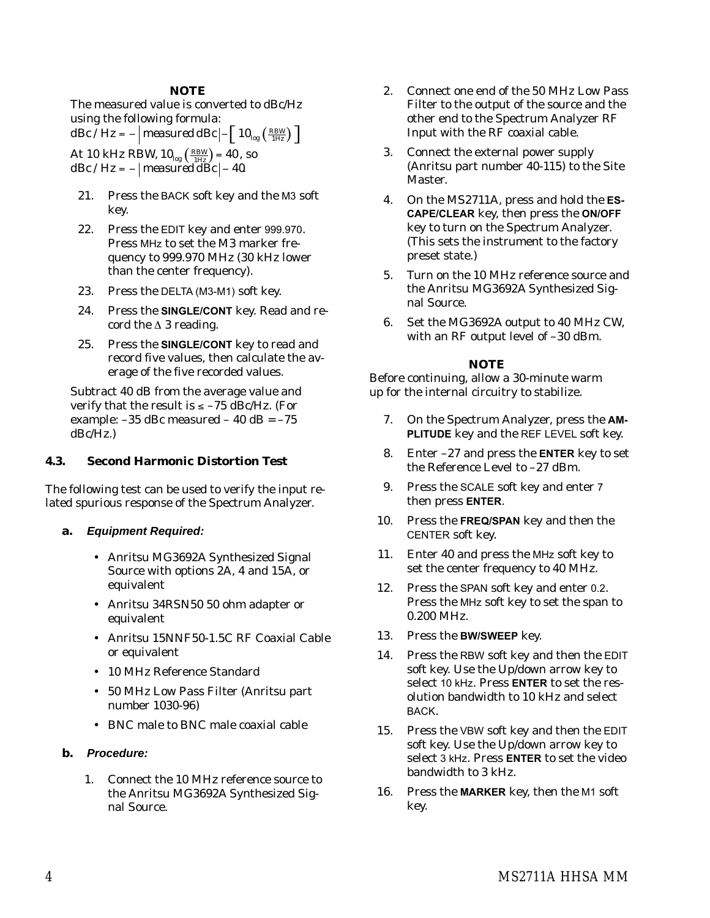**NOTE**

The measured value is converted to dBc/Hz using the following formula:

$dBc / Hz = -\left|\text{measured dBc}\right| - \left[10_{\log}\left(\frac{RBW}{1Hz}\right)\right]$

At 10 kHz RBW, $10_{\log}\left(\frac{RBW}{1Hz}\right) = 40$, so $dBc / Hz = -\left|\text{measured dBc}\right| - 40$

21. Press the BACK soft key and the M3 soft key.
22. Press the EDIT key and enter 999.970. Press MHz to set the M3 marker frequency to 999.970 MHz (30 kHz lower than the center frequency).
23. Press the DELTA (M3-M1) soft key.
24. Press the **SINGLE/CONT** key. Read and record the Δ 3 reading.
25. Press the **SINGLE/CONT** key to read and record five values, then calculate the average of the five recorded values.

Subtract 40 dB from the average value and verify that the result is ≤ –75 dBc/Hz. (For example: –35 dBc measured – 40 dB = –75 dBc/Hz.)

## 4.3. Second Harmonic Distortion Test

The following test can be used to verify the input related spurious response of the Spectrum Analyzer.

### a. *Equipment Required:*

- Anritsu MG3692A Synthesized Signal Source with options 2A, 4 and 15A, or equivalent
- Anritsu 34RSN50 50 ohm adapter or equivalent
- Anritsu 15NNF50-1.5C RF Coaxial Cable or equivalent
- 10 MHz Reference Standard
- 50 MHz Low Pass Filter (Anritsu part number 1030-96)
- BNC male to BNC male coaxial cable

### b. *Procedure:*

1. Connect the 10 MHz reference source to the Anritsu MG3692A Synthesized Signal Source.
2. Connect one end of the 50 MHz Low Pass Filter to the output of the source and the other end to the Spectrum Analyzer RF Input with the RF coaxial cable.
3. Connect the external power supply (Anritsu part number 40-115) to the Site Master.
4. On the MS2711A, press and hold the **ESCAPE/CLEAR** key, then press the **ON/OFF** key to turn on the Spectrum Analyzer. (This sets the instrument to the factory preset state.)
5. Turn on the 10 MHz reference source and the Anritsu MG3692A Synthesized Signal Source.
6. Set the MG3692A output to 40 MHz CW, with an RF output level of –30 dBm.

**NOTE**

Before continuing, allow a 30-minute warm up for the internal circuitry to stabilize.

7. On the Spectrum Analyzer, press the **AMPLITUDE** key and the REF LEVEL soft key.
8. Enter –27 and press the **ENTER** key to set the Reference Level to –27 dBm.
9. Press the SCALE soft key and enter 7 then press **ENTER**.
10. Press the **FREQ/SPAN** key and then the CENTER soft key.
11. Enter 40 and press the MHz soft key to set the center frequency to 40 MHz.
12. Press the SPAN soft key and enter 0.2. Press the MHz soft key to set the span to 0.200 MHz.
13. Press the **BW/SWEEP** key.
14. Press the RBW soft key and then the EDIT soft key. Use the Up/down arrow key to select 10 kHz. Press **ENTER** to set the resolution bandwidth to 10 kHz and select BACK.
15. Press the VBW soft key and then the EDIT soft key. Use the Up/down arrow key to select 3 kHz. Press **ENTER** to set the video bandwidth to 3 kHz.
16. Press the **MARKER** key, then the M1 soft key.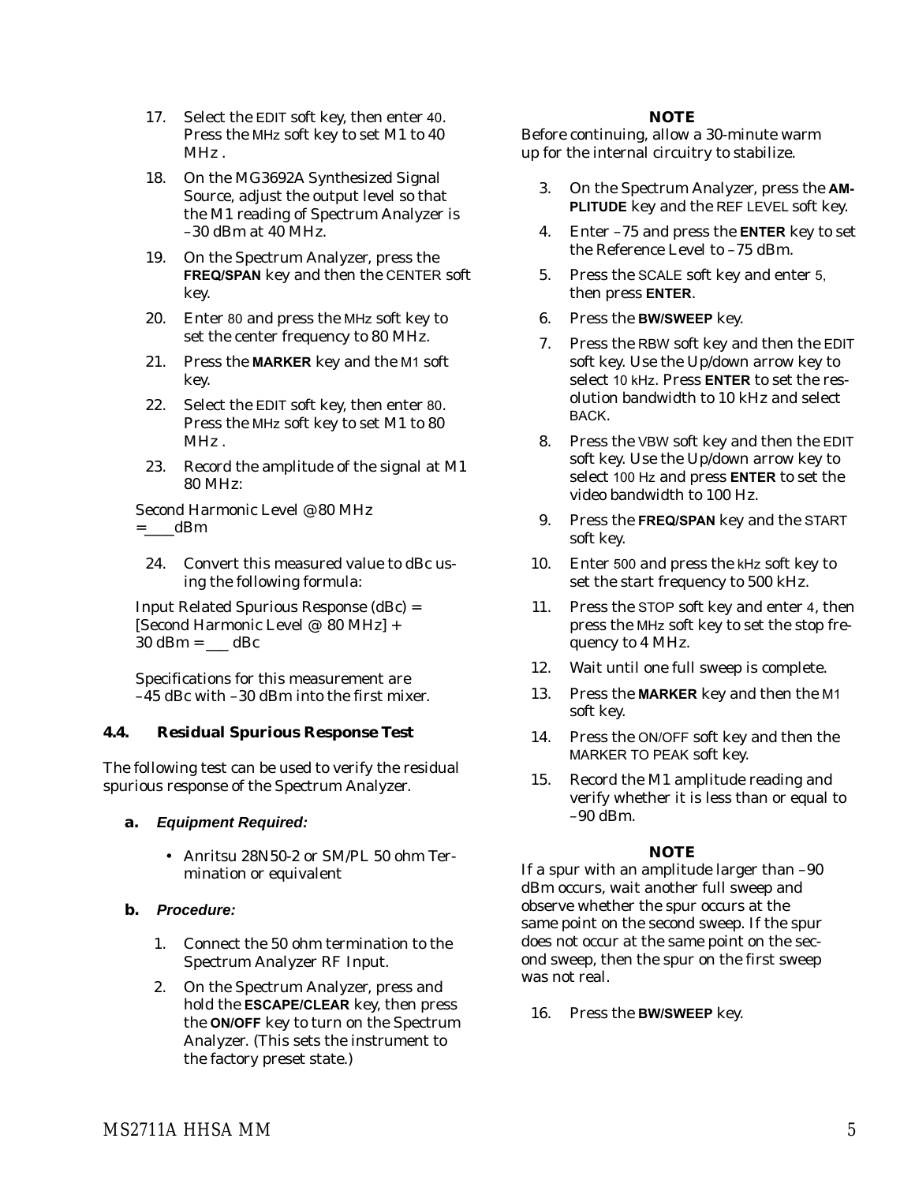17. Select the EDIT soft key, then enter 40. Press the MHz soft key to set M1 to 40 MHz .
18. On the MG3692A Synthesized Signal Source, adjust the output level so that the M1 reading of Spectrum Analyzer is –30 dBm at 40 MHz.
19. On the Spectrum Analyzer, press the **FREQ/SPAN** key and then the CENTER soft key.
20. Enter 80 and press the MHz soft key to set the center frequency to 80 MHz.
21. Press the **MARKER** key and the M1 soft key.
22. Select the EDIT soft key, then enter 80. Press the MHz soft key to set M1 to 80 MHz .
23. Record the amplitude of the signal at M1 80 MHz:

Second Harmonic Level @ 80 MHz =____dBm

24. Convert this measured value to dBc using the following formula:

Input Related Spurious Response (dBc) = [Second Harmonic Level @ 80 MHz] + 30 dBm = ___ dBc

Specifications for this measurement are –45 dBc with –30 dBm into the first mixer.

### 4.4. Residual Spurious Response Test

The following test can be used to verify the residual spurious response of the Spectrum Analyzer.

**a.** ***Equipment Required:***

- Anritsu 28N50-2 or SM/PL 50 ohm Termination or equivalent

**b.** ***Procedure:***

1. Connect the 50 ohm termination to the Spectrum Analyzer RF Input.
2. On the Spectrum Analyzer, press and hold the **ESCAPE/CLEAR** key, then press the **ON/OFF** key to turn on the Spectrum Analyzer. (This sets the instrument to the factory preset state.)

**NOTE**

Before continuing, allow a 30-minute warm up for the internal circuitry to stabilize.

3. On the Spectrum Analyzer, press the **AMPLITUDE** key and the REF LEVEL soft key.
4. Enter –75 and press the **ENTER** key to set the Reference Level to –75 dBm.
5. Press the SCALE soft key and enter 5, then press **ENTER**.
6. Press the **BW/SWEEP** key.
7. Press the RBW soft key and then the EDIT soft key. Use the Up/down arrow key to select 10 kHz. Press **ENTER** to set the resolution bandwidth to 10 kHz and select BACK.
8. Press the VBW soft key and then the EDIT soft key. Use the Up/down arrow key to select 100 Hz and press **ENTER** to set the video bandwidth to 100 Hz.
9. Press the **FREQ/SPAN** key and the START soft key.
10. Enter 500 and press the kHz soft key to set the start frequency to 500 kHz.
11. Press the STOP soft key and enter 4, then press the MHz soft key to set the stop frequency to 4 MHz.
12. Wait until one full sweep is complete.
13. Press the **MARKER** key and then the M1 soft key.
14. Press the ON/OFF soft key and then the MARKER TO PEAK soft key.
15. Record the M1 amplitude reading and verify whether it is less than or equal to –90 dBm.

**NOTE**

If a spur with an amplitude larger than –90 dBm occurs, wait another full sweep and observe whether the spur occurs at the same point on the second sweep. If the spur does not occur at the same point on the second sweep, then the spur on the first sweep was not real.

16. Press the **BW/SWEEP** key.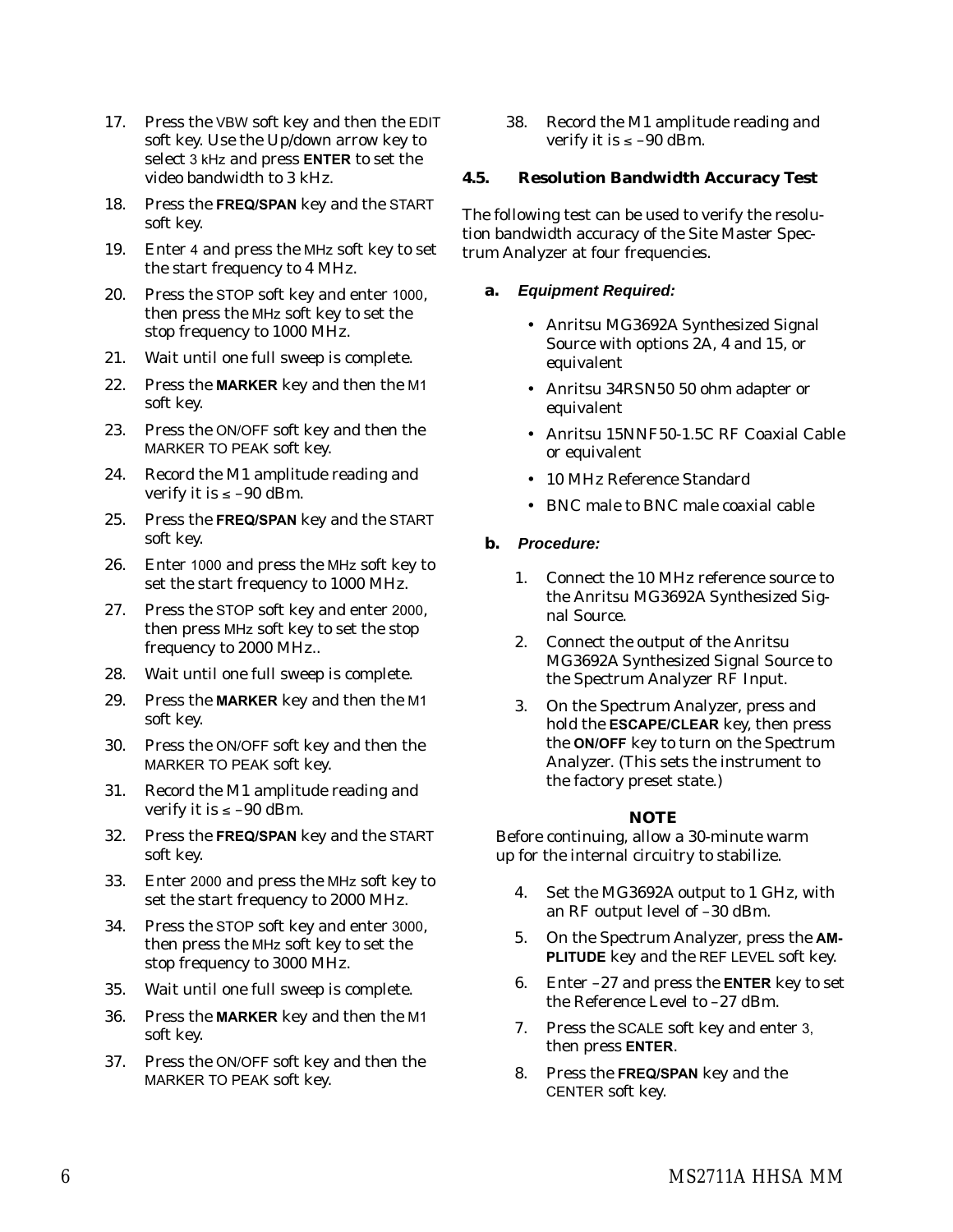17. Press the VBW soft key and then the EDIT soft key. Use the Up/down arrow key to select 3 kHz and press **ENTER** to set the video bandwidth to 3 kHz.
18. Press the **FREQ/SPAN** key and the START soft key.
19. Enter 4 and press the MHz soft key to set the start frequency to 4 MHz.
20. Press the STOP soft key and enter 1000, then press the MHz soft key to set the stop frequency to 1000 MHz.
21. Wait until one full sweep is complete.
22. Press the **MARKER** key and then the M1 soft key.
23. Press the ON/OFF soft key and then the MARKER TO PEAK soft key.
24. Record the M1 amplitude reading and verify it is ≤ –90 dBm.
25. Press the **FREQ/SPAN** key and the START soft key.
26. Enter 1000 and press the MHz soft key to set the start frequency to 1000 MHz.
27. Press the STOP soft key and enter 2000, then press MHz soft key to set the stop frequency to 2000 MHz..
28. Wait until one full sweep is complete.
29. Press the **MARKER** key and then the M1 soft key.
30. Press the ON/OFF soft key and then the MARKER TO PEAK soft key.
31. Record the M1 amplitude reading and verify it is ≤ –90 dBm.
32. Press the **FREQ/SPAN** key and the START soft key.
33. Enter 2000 and press the MHz soft key to set the start frequency to 2000 MHz.
34. Press the STOP soft key and enter 3000, then press the MHz soft key to set the stop frequency to 3000 MHz.
35. Wait until one full sweep is complete.
36. Press the **MARKER** key and then the M1 soft key.
37. Press the ON/OFF soft key and then the MARKER TO PEAK soft key.
38. Record the M1 amplitude reading and verify it is ≤ –90 dBm.

## 4.5. Resolution Bandwidth Accuracy Test

The following test can be used to verify the resolution bandwidth accuracy of the Site Master Spectrum Analyzer at four frequencies.

### a. *Equipment Required:*

- Anritsu MG3692A Synthesized Signal Source with options 2A, 4 and 15, or equivalent
- Anritsu 34RSN50 50 ohm adapter or equivalent
- Anritsu 15NNF50-1.5C RF Coaxial Cable or equivalent
- 10 MHz Reference Standard
- BNC male to BNC male coaxial cable

### b. *Procedure:*

1. Connect the 10 MHz reference source to the Anritsu MG3692A Synthesized Signal Source.
2. Connect the output of the Anritsu MG3692A Synthesized Signal Source to the Spectrum Analyzer RF Input.
3. On the Spectrum Analyzer, press and hold the **ESCAPE/CLEAR** key, then press the **ON/OFF** key to turn on the Spectrum Analyzer. (This sets the instrument to the factory preset state.)

**NOTE**

Before continuing, allow a 30-minute warm up for the internal circuitry to stabilize.

4. Set the MG3692A output to 1 GHz, with an RF output level of –30 dBm.
5. On the Spectrum Analyzer, press the **AMPLITUDE** key and the REF LEVEL soft key.
6. Enter –27 and press the **ENTER** key to set the Reference Level to –27 dBm.
7. Press the SCALE soft key and enter 3, then press **ENTER**.
8. Press the **FREQ/SPAN** key and the CENTER soft key.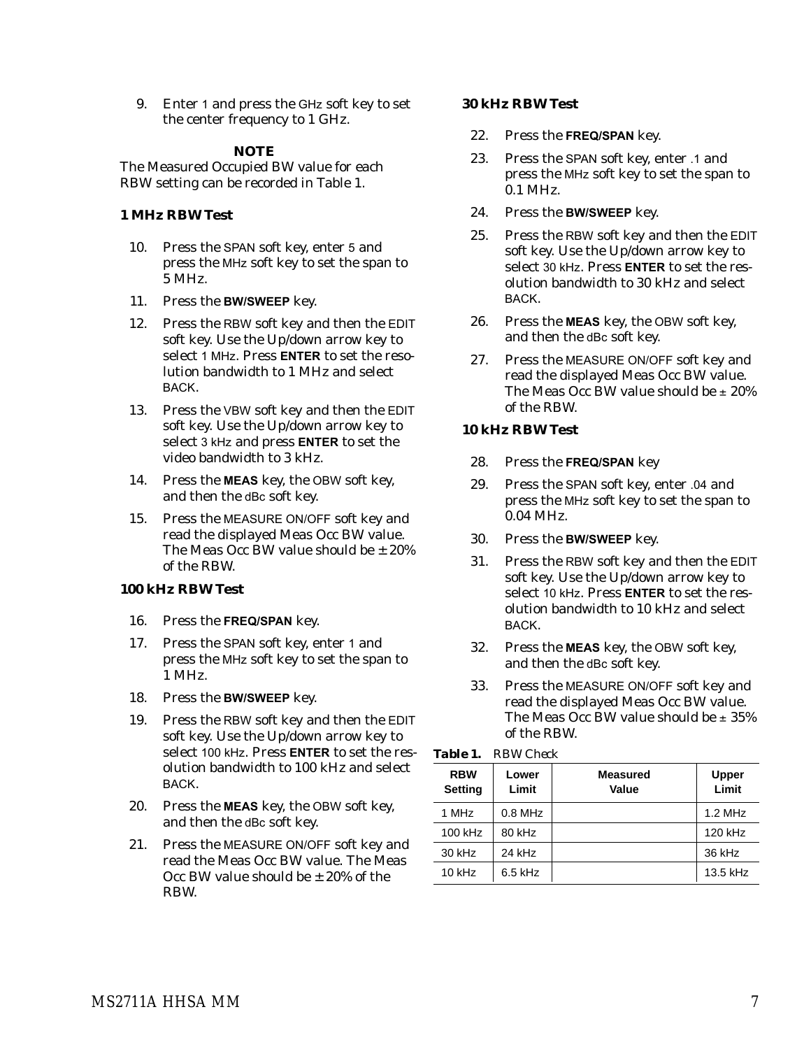9. Enter 1 and press the GHz soft key to set the center frequency to 1 GHz.

**NOTE**

The Measured Occupied BW value for each RBW setting can be recorded in Table 1.

### 1 MHz RBW Test

10. Press the SPAN soft key, enter 5 and press the MHz soft key to set the span to 5 MHz.
11. Press the **BW/SWEEP** key.
12. Press the RBW soft key and then the EDIT soft key. Use the Up/down arrow key to select 1 MHz. Press **ENTER** to set the resolution bandwidth to 1 MHz and select BACK.
13. Press the VBW soft key and then the EDIT soft key. Use the Up/down arrow key to select 3 kHz and press **ENTER** to set the video bandwidth to 3 kHz.
14. Press the **MEAS** key, the OBW soft key, and then the dBc soft key.
15. Press the MEASURE ON/OFF soft key and read the displayed Meas Occ BW value. The Meas Occ BW value should be ± 20% of the RBW.

### 100 kHz RBW Test

16. Press the **FREQ/SPAN** key.
17. Press the SPAN soft key, enter 1 and press the MHz soft key to set the span to 1 MHz.
18. Press the **BW/SWEEP** key.
19. Press the RBW soft key and then the EDIT soft key. Use the Up/down arrow key to select 100 kHz. Press **ENTER** to set the resolution bandwidth to 100 kHz and select BACK.
20. Press the **MEAS** key, the OBW soft key, and then the dBc soft key.
21. Press the MEASURE ON/OFF soft key and read the Meas Occ BW value. The Meas Occ BW value should be ± 20% of the RBW.

### 30 kHz RBW Test

22. Press the **FREQ/SPAN** key.
23. Press the SPAN soft key, enter .1 and press the MHz soft key to set the span to 0.1 MHz.
24. Press the **BW/SWEEP** key.
25. Press the RBW soft key and then the EDIT soft key. Use the Up/down arrow key to select 30 kHz. Press **ENTER** to set the resolution bandwidth to 30 kHz and select BACK.
26. Press the **MEAS** key, the OBW soft key, and then the dBc soft key.
27. Press the MEASURE ON/OFF soft key and read the displayed Meas Occ BW value. The Meas Occ BW value should be ± 20% of the RBW.

### 10 kHz RBW Test

28. Press the **FREQ/SPAN** key
29. Press the SPAN soft key, enter .04 and press the MHz soft key to set the span to 0.04 MHz.
30. Press the **BW/SWEEP** key.
31. Press the RBW soft key and then the EDIT soft key. Use the Up/down arrow key to select 10 kHz. Press **ENTER** to set the resolution bandwidth to 10 kHz and select BACK.
32. Press the **MEAS** key, the OBW soft key, and then the dBc soft key.
33. Press the MEASURE ON/OFF soft key and read the displayed Meas Occ BW value. The Meas Occ BW value should be ± 35% of the RBW.

**Table 1.** *RBW Check*

| RBW Setting | Lower Limit | Measured Value | Upper Limit |
|---|---|---|---|
| 1 MHz | 0.8 MHz | | 1.2 MHz |
| 100 kHz | 80 kHz | | 120 kHz |
| 30 kHz | 24 kHz | | 36 kHz |
| 10 kHz | 6.5 kHz | | 13.5 kHz |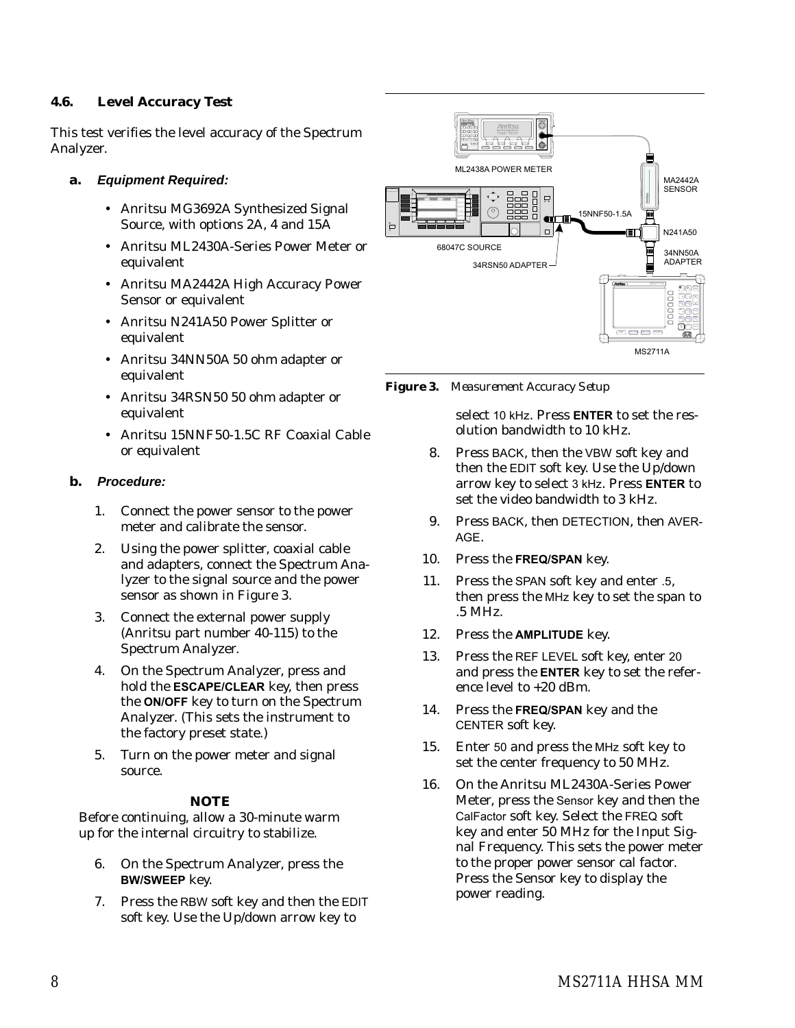## 4.6. Level Accuracy Test

This test verifies the level accuracy of the Spectrum Analyzer.

**a.** ***Equipment Required:***

- Anritsu MG3692A Synthesized Signal Source, with options 2A, 4 and 15A
- Anritsu ML2430A-Series Power Meter or equivalent
- Anritsu MA2442A High Accuracy Power Sensor or equivalent
- Anritsu N241A50 Power Splitter or equivalent
- Anritsu 34NN50A 50 ohm adapter or equivalent
- Anritsu 34RSN50 50 ohm adapter or equivalent
- Anritsu 15NNF50-1.5C RF Coaxial Cable or equivalent

**b.** ***Procedure:***

1. Connect the power sensor to the power meter and calibrate the sensor.
2. Using the power splitter, coaxial cable and adapters, connect the Spectrum Analyzer to the signal source and the power sensor as shown in Figure 3.
3. Connect the external power supply (Anritsu part number 40-115) to the Spectrum Analyzer.
4. On the Spectrum Analyzer, press and hold the **ESCAPE/CLEAR** key, then press the **ON/OFF** key to turn on the Spectrum Analyzer. (This sets the instrument to the factory preset state.)
5. Turn on the power meter and signal source.

**NOTE**
Before continuing, allow a 30-minute warm up for the internal circuitry to stabilize.

6. On the Spectrum Analyzer, press the **BW/SWEEP** key.
7. Press the RBW soft key and then the EDIT soft key. Use the Up/down arrow key to select 10 kHz. Press **ENTER** to set the resolution bandwidth to 10 kHz.
8. Press BACK, then the VBW soft key and then the EDIT soft key. Use the Up/down arrow key to select 3 kHz. Press **ENTER** to set the video bandwidth to 3 kHz.
9. Press BACK, then DETECTION, then AVERAGE.
10. Press the **FREQ/SPAN** key.
11. Press the SPAN soft key and enter .5, then press the MHz key to set the span to .5 MHz.
12. Press the **AMPLITUDE** key.
13. Press the REF LEVEL soft key, enter 20 and press the **ENTER** key to set the reference level to +20 dBm.
14. Press the **FREQ/SPAN** key and the CENTER soft key.
15. Enter 50 and press the MHz soft key to set the center frequency to 50 MHz.
16. On the Anritsu ML2430A-Series Power Meter, press the Sensor key and then the CalFactor soft key. Select the FREQ soft key and enter 50 MHz for the Input Signal Frequency. This sets the power meter to the proper power sensor cal factor. Press the Sensor key to display the power reading.

ML2438A POWER METER
MA2442A SENSOR
15NNF50-1.5A
N241A50
68047C SOURCE
34NN50A ADAPTER
34RSN50 ADAPTER
MS2711A

**Figure 3.** *Measurement Accuracy Setup*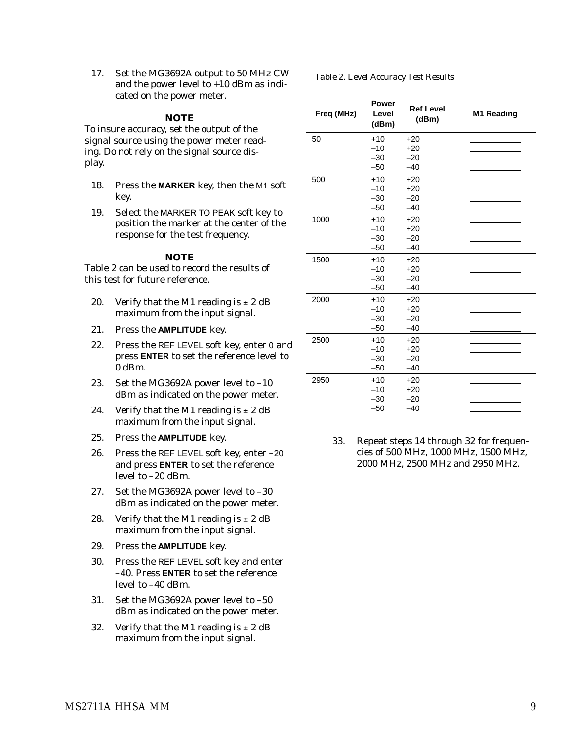17. Set the MG3692A output to 50 MHz CW and the power level to +10 dBm as indicated on the power meter.

**NOTE**

To insure accuracy, set the output of the signal source using the power meter reading. Do not rely on the signal source display.

18. Press the **MARKER** key, then the M1 soft key.
19. Select the MARKER TO PEAK soft key to position the marker at the center of the response for the test frequency.

**NOTE**

Table 2 can be used to record the results of this test for future reference.

20. Verify that the M1 reading is ± 2 dB maximum from the input signal.
21. Press the **AMPLITUDE** key.
22. Press the REF LEVEL soft key, enter 0 and press **ENTER** to set the reference level to 0 dBm.
23. Set the MG3692A power level to –10 dBm as indicated on the power meter.
24. Verify that the M1 reading is ± 2 dB maximum from the input signal.
25. Press the **AMPLITUDE** key.
26. Press the REF LEVEL soft key, enter –20 and press **ENTER** to set the reference level to –20 dBm.
27. Set the MG3692A power level to –30 dBm as indicated on the power meter.
28. Verify that the M1 reading is ± 2 dB maximum from the input signal.
29. Press the **AMPLITUDE** key.
30. Press the REF LEVEL soft key and enter –40. Press **ENTER** to set the reference level to –40 dBm.
31. Set the MG3692A power level to –50 dBm as indicated on the power meter.
32. Verify that the M1 reading is ± 2 dB maximum from the input signal.

*Table 2. Level Accuracy Test Results*

| Freq (MHz) | Power Level (dBm) | Ref Level (dBm) | M1 Reading |
|---|---|---|---|
| 50 | +10 | +20 | ________ |
| | –10 | +20 | ________ |
| | –30 | –20 | ________ |
| | –50 | –40 | ________ |
| 500 | +10 | +20 | ________ |
| | –10 | +20 | ________ |
| | –30 | –20 | ________ |
| | –50 | –40 | ________ |
| 1000 | +10 | +20 | ________ |
| | –10 | +20 | ________ |
| | –30 | –20 | ________ |
| | –50 | –40 | ________ |
| 1500 | +10 | +20 | ________ |
| | –10 | +20 | ________ |
| | –30 | –20 | ________ |
| | –50 | –40 | ________ |
| 2000 | +10 | +20 | ________ |
| | –10 | +20 | ________ |
| | –30 | –20 | ________ |
| | –50 | –40 | ________ |
| 2500 | +10 | +20 | ________ |
| | –10 | +20 | ________ |
| | –30 | –20 | ________ |
| | –50 | –40 | ________ |
| 2950 | +10 | +20 | ________ |
| | –10 | +20 | ________ |
| | –30 | –20 | ________ |
| | –50 | –40 | ________ |

33. Repeat steps 14 through 32 for frequencies of 500 MHz, 1000 MHz, 1500 MHz, 2000 MHz, 2500 MHz and 2950 MHz.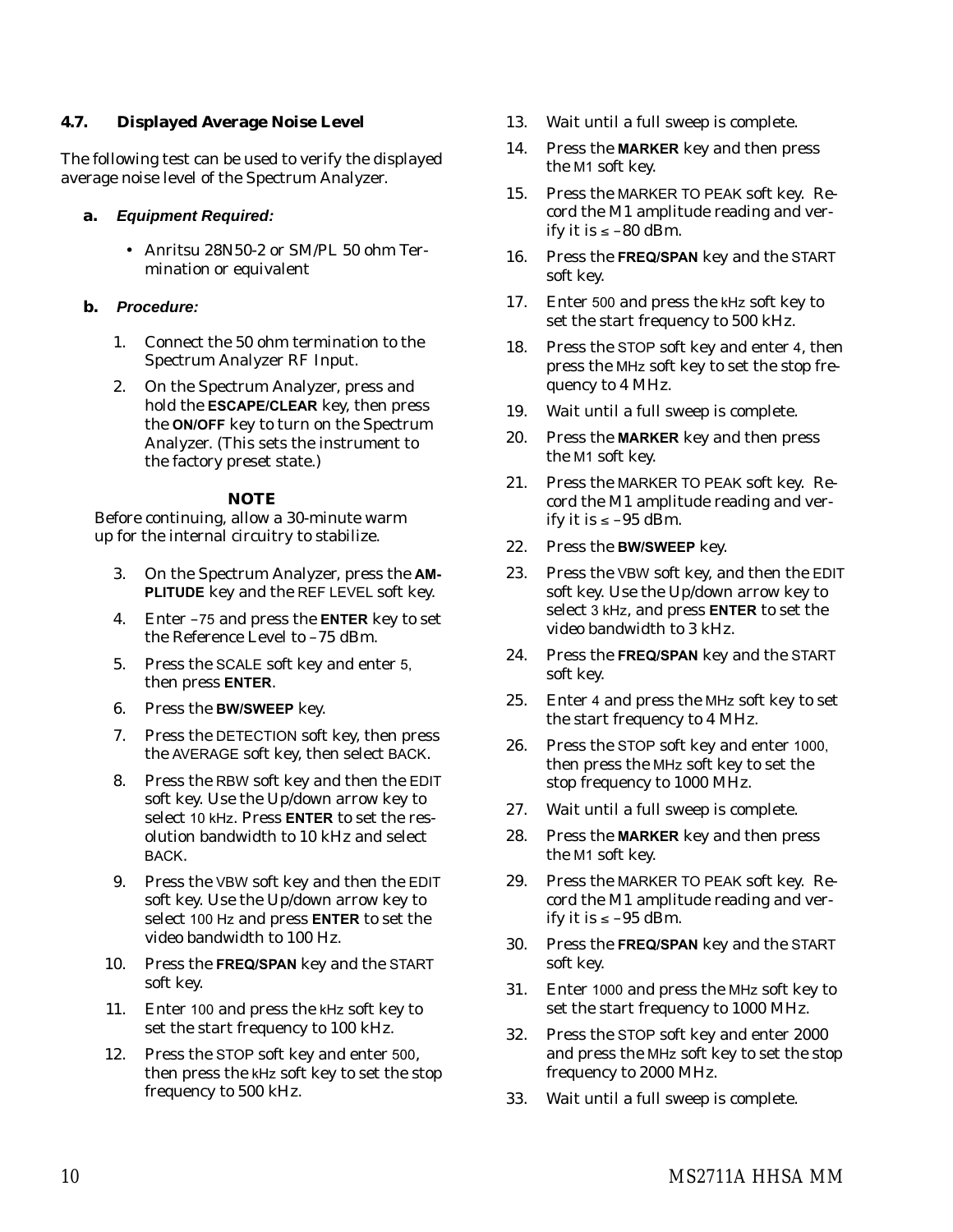## 4.7. Displayed Average Noise Level

The following test can be used to verify the displayed average noise level of the Spectrum Analyzer.

**a.** ***Equipment Required:***

- Anritsu 28N50-2 or SM/PL 50 ohm Termination or equivalent

**b.** ***Procedure:***

1. Connect the 50 ohm termination to the Spectrum Analyzer RF Input.
2. On the Spectrum Analyzer, press and hold the **ESCAPE/CLEAR** key, then press the **ON/OFF** key to turn on the Spectrum Analyzer. (This sets the instrument to the factory preset state.)

**NOTE**

Before continuing, allow a 30-minute warm up for the internal circuitry to stabilize.

3. On the Spectrum Analyzer, press the **AMPLITUDE** key and the REF LEVEL soft key.
4. Enter –75 and press the **ENTER** key to set the Reference Level to –75 dBm.
5. Press the SCALE soft key and enter 5, then press **ENTER**.
6. Press the **BW/SWEEP** key.
7. Press the DETECTION soft key, then press the AVERAGE soft key, then select BACK.
8. Press the RBW soft key and then the EDIT soft key. Use the Up/down arrow key to select 10 kHz. Press **ENTER** to set the resolution bandwidth to 10 kHz and select BACK.
9. Press the VBW soft key and then the EDIT soft key. Use the Up/down arrow key to select 100 Hz and press **ENTER** to set the video bandwidth to 100 Hz.
10. Press the **FREQ/SPAN** key and the START soft key.
11. Enter 100 and press the kHz soft key to set the start frequency to 100 kHz.
12. Press the STOP soft key and enter 500, then press the kHz soft key to set the stop frequency to 500 kHz.
13. Wait until a full sweep is complete.
14. Press the **MARKER** key and then press the M1 soft key.
15. Press the MARKER TO PEAK soft key. Record the M1 amplitude reading and verify it is ≤ –80 dBm.
16. Press the **FREQ/SPAN** key and the START soft key.
17. Enter 500 and press the kHz soft key to set the start frequency to 500 kHz.
18. Press the STOP soft key and enter 4, then press the MHz soft key to set the stop frequency to 4 MHz.
19. Wait until a full sweep is complete.
20. Press the **MARKER** key and then press the M1 soft key.
21. Press the MARKER TO PEAK soft key. Record the M1 amplitude reading and verify it is ≤ –95 dBm.
22. Press the **BW/SWEEP** key.
23. Press the VBW soft key, and then the EDIT soft key. Use the Up/down arrow key to select 3 kHz, and press **ENTER** to set the video bandwidth to 3 kHz.
24. Press the **FREQ/SPAN** key and the START soft key.
25. Enter 4 and press the MHz soft key to set the start frequency to 4 MHz.
26. Press the STOP soft key and enter 1000, then press the MHz soft key to set the stop frequency to 1000 MHz.
27. Wait until a full sweep is complete.
28. Press the **MARKER** key and then press the M1 soft key.
29. Press the MARKER TO PEAK soft key. Record the M1 amplitude reading and verify it is ≤ –95 dBm.
30. Press the **FREQ/SPAN** key and the START soft key.
31. Enter 1000 and press the MHz soft key to set the start frequency to 1000 MHz.
32. Press the STOP soft key and enter 2000 and press the MHz soft key to set the stop frequency to 2000 MHz.
33. Wait until a full sweep is complete.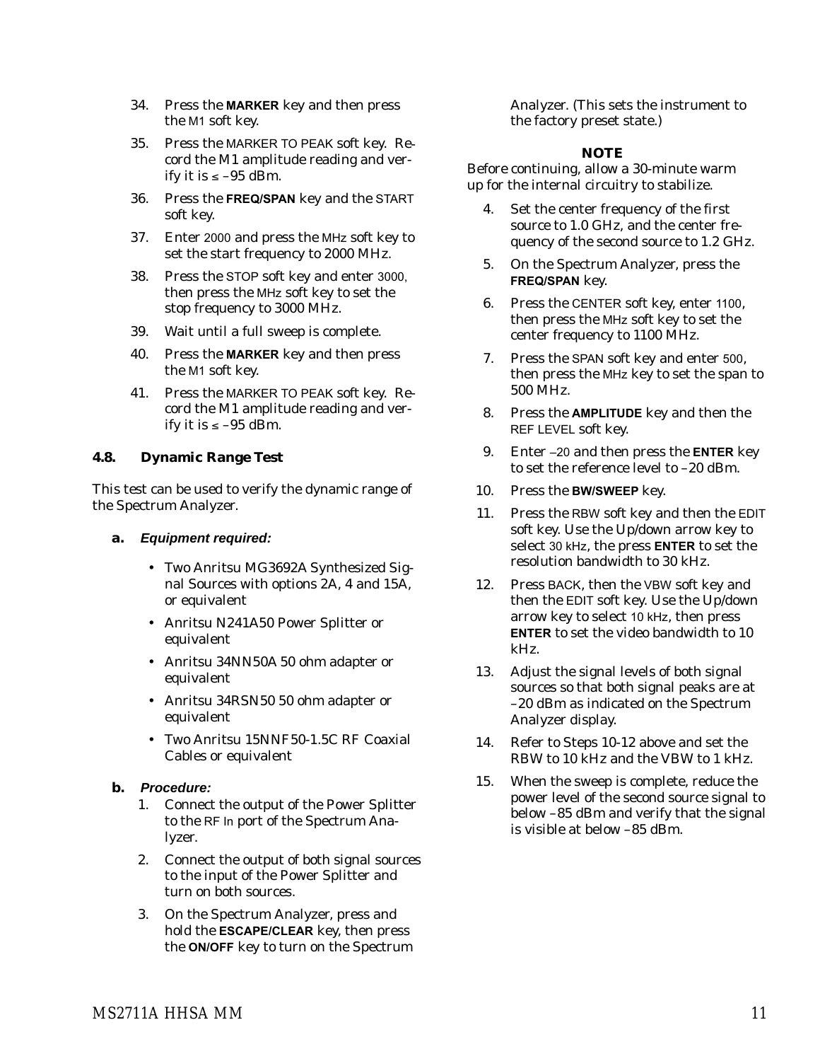34. Press the **MARKER** key and then press the M1 soft key.
35. Press the MARKER TO PEAK soft key. Record the M1 amplitude reading and verify it is ≤ –95 dBm.
36. Press the **FREQ/SPAN** key and the START soft key.
37. Enter 2000 and press the MHz soft key to set the start frequency to 2000 MHz.
38. Press the STOP soft key and enter 3000, then press the MHz soft key to set the stop frequency to 3000 MHz.
39. Wait until a full sweep is complete.
40. Press the **MARKER** key and then press the M1 soft key.
41. Press the MARKER TO PEAK soft key. Record the M1 amplitude reading and verify it is ≤ –95 dBm.

### 4.8. Dynamic Range Test

This test can be used to verify the dynamic range of the Spectrum Analyzer.

**a.** ***Equipment required:***

- Two Anritsu MG3692A Synthesized Signal Sources with options 2A, 4 and 15A, or equivalent
- Anritsu N241A50 Power Splitter or equivalent
- Anritsu 34NN50A 50 ohm adapter or equivalent
- Anritsu 34RSN50 50 ohm adapter or equivalent
- Two Anritsu 15NNF50-1.5C RF Coaxial Cables or equivalent

**b.** ***Procedure:***

1. Connect the output of the Power Splitter to the RF In port of the Spectrum Analyzer.
2. Connect the output of both signal sources to the input of the Power Splitter and turn on both sources.
3. On the Spectrum Analyzer, press and hold the **ESCAPE/CLEAR** key, then press the **ON/OFF** key to turn on the Spectrum Analyzer. (This sets the instrument to the factory preset state.)

**NOTE**

Before continuing, allow a 30-minute warm up for the internal circuitry to stabilize.

4. Set the center frequency of the first source to 1.0 GHz, and the center frequency of the second source to 1.2 GHz.
5. On the Spectrum Analyzer, press the **FREQ/SPAN** key.
6. Press the CENTER soft key, enter 1100, then press the MHz soft key to set the center frequency to 1100 MHz.
7. Press the SPAN soft key and enter 500, then press the MHz key to set the span to 500 MHz.
8. Press the **AMPLITUDE** key and then the REF LEVEL soft key.
9. Enter –20 and then press the **ENTER** key to set the reference level to –20 dBm.
10. Press the **BW/SWEEP** key.
11. Press the RBW soft key and then the EDIT soft key. Use the Up/down arrow key to select 30 kHz, the press **ENTER** to set the resolution bandwidth to 30 kHz.
12. Press BACK, then the VBW soft key and then the EDIT soft key. Use the Up/down arrow key to select 10 kHz, then press **ENTER** to set the video bandwidth to 10 kHz.
13. Adjust the signal levels of both signal sources so that both signal peaks are at –20 dBm as indicated on the Spectrum Analyzer display.
14. Refer to Steps 10-12 above and set the RBW to 10 kHz and the VBW to 1 kHz.
15. When the sweep is complete, reduce the power level of the second source signal to below –85 dBm and verify that the signal is visible at below –85 dBm.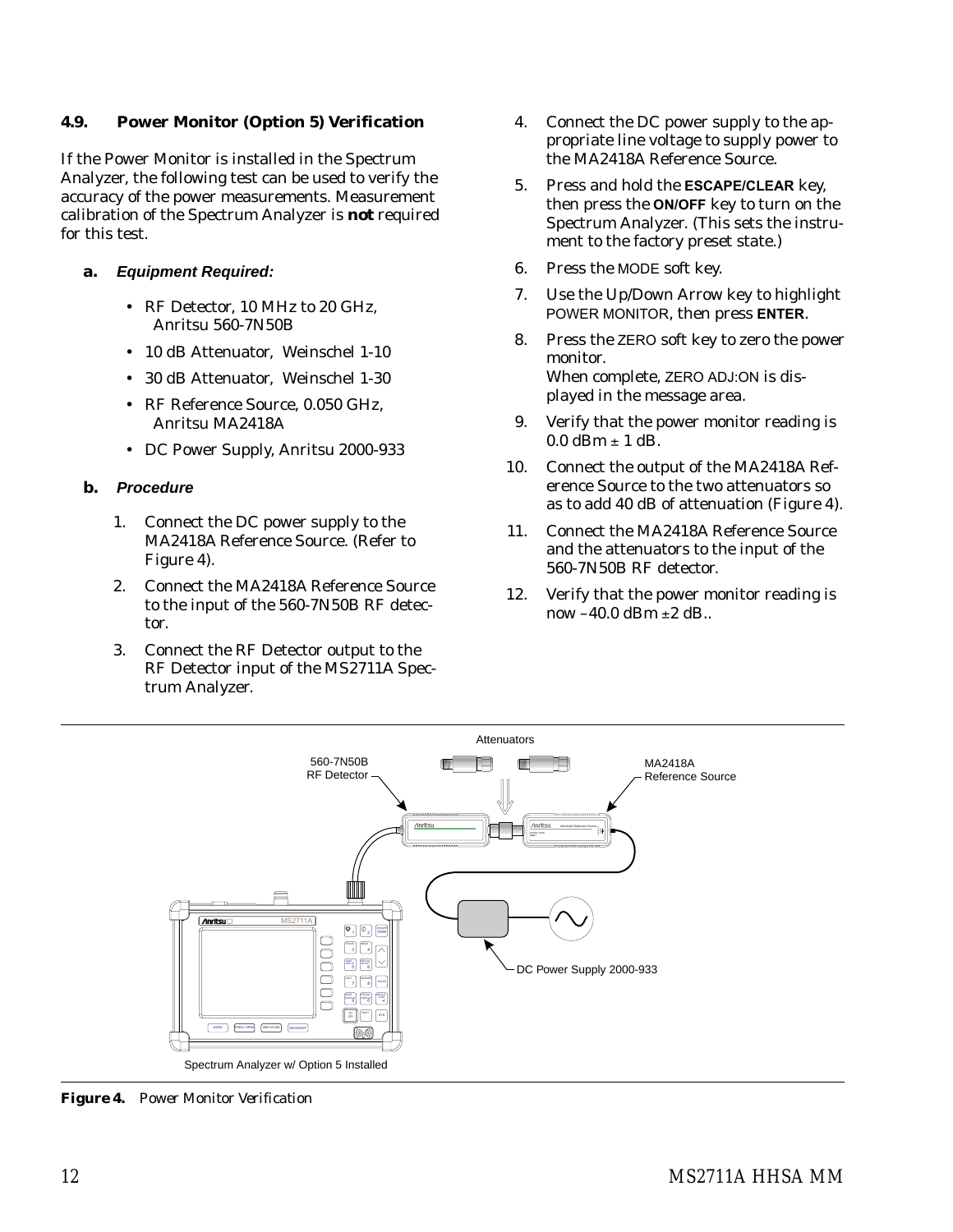## 4.9. Power Monitor (Option 5) Verification

If the Power Monitor is installed in the Spectrum Analyzer, the following test can be used to verify the accuracy of the power measurements. Measurement calibration of the Spectrum Analyzer is **not** required for this test.

### a. *Equipment Required:*

- RF Detector, 10 MHz to 20 GHz, Anritsu 560-7N50B
- 10 dB Attenuator, Weinschel 1-10
- 30 dB Attenuator, Weinschel 1-30
- RF Reference Source, 0.050 GHz, Anritsu MA2418A
- DC Power Supply, Anritsu 2000-933

### b. *Procedure*

1. Connect the DC power supply to the MA2418A Reference Source. (Refer to Figure 4).
2. Connect the MA2418A Reference Source to the input of the 560-7N50B RF detector.
3. Connect the RF Detector output to the RF Detector input of the MS2711A Spectrum Analyzer.
4. Connect the DC power supply to the appropriate line voltage to supply power to the MA2418A Reference Source.
5. Press and hold the **ESCAPE/CLEAR** key, then press the **ON/OFF** key to turn on the Spectrum Analyzer. (This sets the instrument to the factory preset state.)
6. Press the MODE soft key.
7. Use the Up/Down Arrow key to highlight POWER MONITOR, then press **ENTER**.
8. Press the ZERO soft key to zero the power monitor.
   When complete, ZERO ADJ:ON is displayed in the message area.
9. Verify that the power monitor reading is 0.0 dBm ± 1 dB.
10. Connect the output of the MA2418A Reference Source to the two attenuators so as to add 40 dB of attenuation (Figure 4).
11. Connect the MA2418A Reference Source and the attenuators to the input of the 560-7N50B RF detector.
12. Verify that the power monitor reading is now –40.0 dBm ±2 dB..

Attenuators

560-7N50B RF Detector

MA2418A Reference Source

DC Power Supply 2000-933

Spectrum Analyzer w/ Option 5 Installed

***Figure 4.*** *Power Monitor Verification*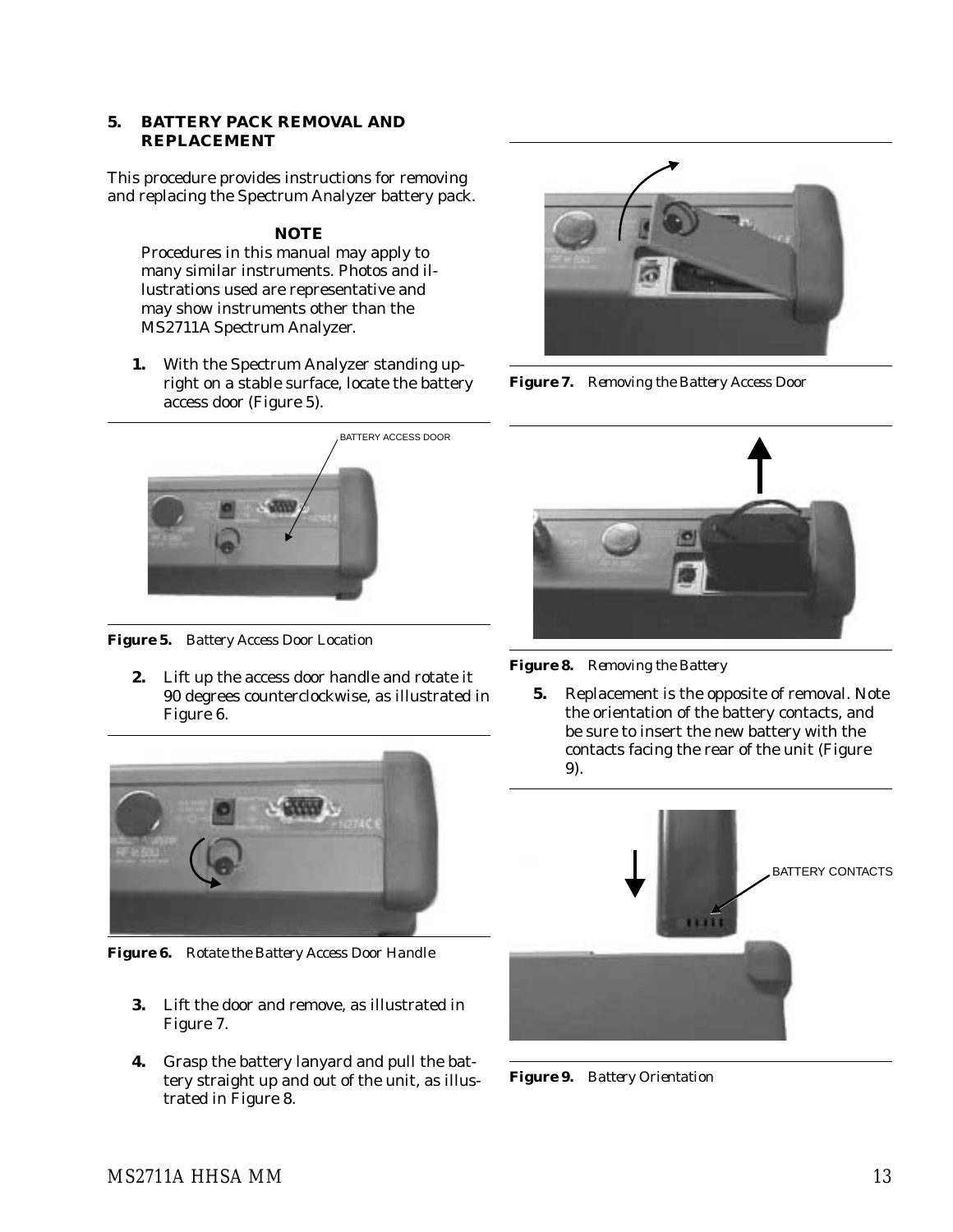## 5. BATTERY PACK REMOVAL AND REPLACEMENT

This procedure provides instructions for removing and replacing the Spectrum Analyzer battery pack.

**NOTE**

Procedures in this manual may apply to many similar instruments. Photos and illustrations used are representative and may show instruments other than the MS2711A Spectrum Analyzer.

1. With the Spectrum Analyzer standing upright on a stable surface, locate the battery access door (Figure 5).

BATTERY ACCESS DOOR

**Figure 5.** *Battery Access Door Location*

2. Lift up the access door handle and rotate it 90 degrees counterclockwise, as illustrated in Figure 6.

**Figure 6.** *Rotate the Battery Access Door Handle*

3. Lift the door and remove, as illustrated in Figure 7.

4. Grasp the battery lanyard and pull the battery straight up and out of the unit, as illustrated in Figure 8.

**Figure 7.** *Removing the Battery Access Door*

**Figure 8.** *Removing the Battery*

5. Replacement is the opposite of removal. Note the orientation of the battery contacts, and be sure to insert the new battery with the contacts facing the rear of the unit (Figure 9).

BATTERY CONTACTS

**Figure 9.** *Battery Orientation*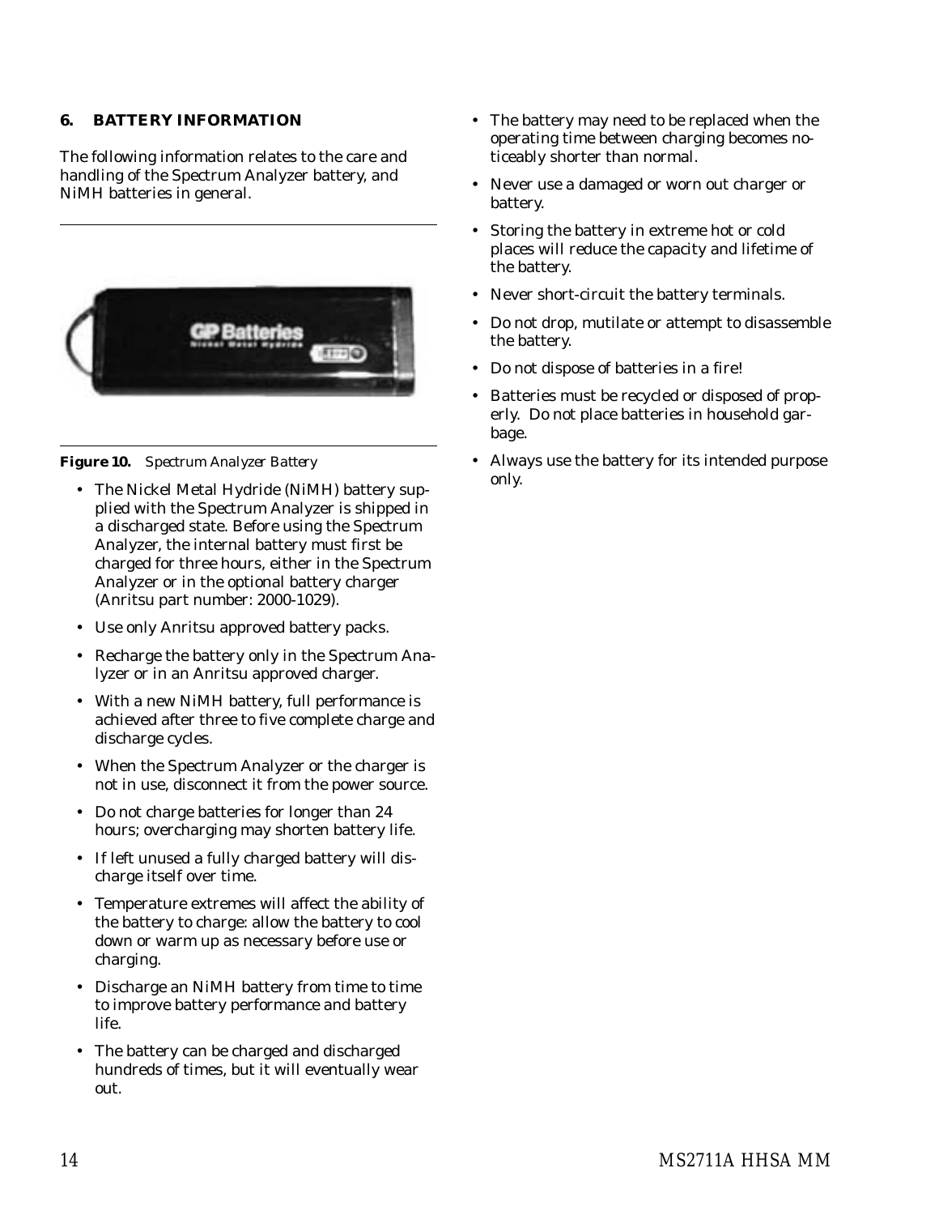## 6. BATTERY INFORMATION

The following information relates to the care and handling of the Spectrum Analyzer battery, and NiMH batteries in general.

**Figure 10.** *Spectrum Analyzer Battery*

- The Nickel Metal Hydride (NiMH) battery supplied with the Spectrum Analyzer is shipped in a discharged state. Before using the Spectrum Analyzer, the internal battery must first be charged for three hours, either in the Spectrum Analyzer or in the optional battery charger (Anritsu part number: 2000-1029).
- Use only Anritsu approved battery packs.
- Recharge the battery only in the Spectrum Analyzer or in an Anritsu approved charger.
- With a new NiMH battery, full performance is achieved after three to five complete charge and discharge cycles.
- When the Spectrum Analyzer or the charger is not in use, disconnect it from the power source.
- Do not charge batteries for longer than 24 hours; overcharging may shorten battery life.
- If left unused a fully charged battery will discharge itself over time.
- Temperature extremes will affect the ability of the battery to charge: allow the battery to cool down or warm up as necessary before use or charging.
- Discharge an NiMH battery from time to time to improve battery performance and battery life.
- The battery can be charged and discharged hundreds of times, but it will eventually wear out.
- The battery may need to be replaced when the operating time between charging becomes noticeably shorter than normal.
- Never use a damaged or worn out charger or battery.
- Storing the battery in extreme hot or cold places will reduce the capacity and lifetime of the battery.
- Never short-circuit the battery terminals.
- Do not drop, mutilate or attempt to disassemble the battery.
- Do not dispose of batteries in a fire!
- Batteries must be recycled or disposed of properly. Do not place batteries in household garbage.
- Always use the battery for its intended purpose only.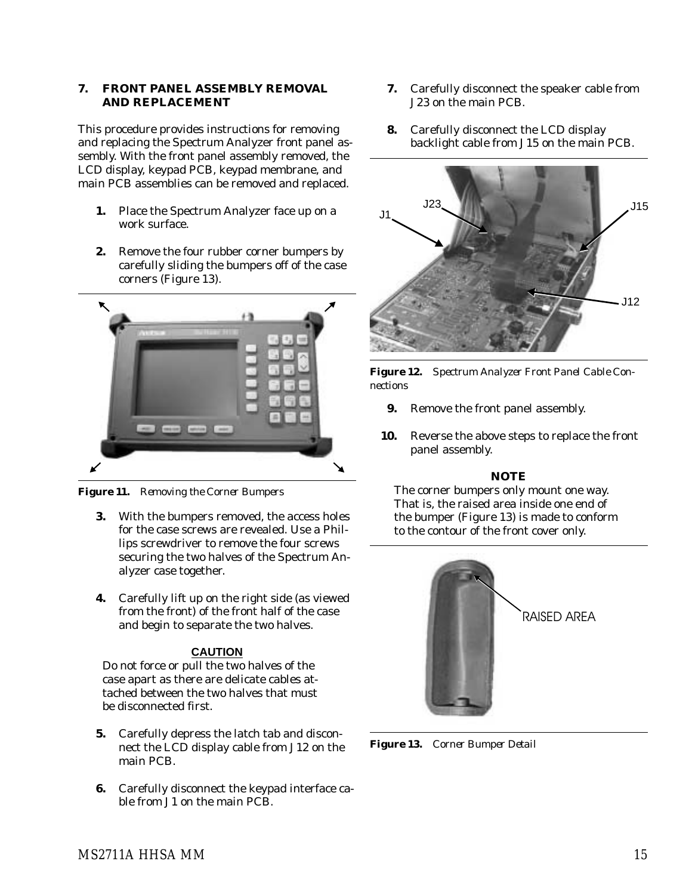## 7. FRONT PANEL ASSEMBLY REMOVAL AND REPLACEMENT

This procedure provides instructions for removing and replacing the Spectrum Analyzer front panel assembly. With the front panel assembly removed, the LCD display, keypad PCB, keypad membrane, and main PCB assemblies can be removed and replaced.

1. Place the Spectrum Analyzer face up on a work surface.

2. Remove the four rubber corner bumpers by carefully sliding the bumpers off of the case corners (Figure 13).

**Figure 11.** *Removing the Corner Bumpers*

3. With the bumpers removed, the access holes for the case screws are revealed. Use a Phillips screwdriver to remove the four screws securing the two halves of the Spectrum Analyzer case together.

4. Carefully lift up on the right side (as viewed from the front) of the front half of the case and begin to separate the two halves.

**CAUTION**

Do not force or pull the two halves of the case apart as there are delicate cables attached between the two halves that must be disconnected first.

5. Carefully depress the latch tab and disconnect the LCD display cable from J12 on the main PCB.

6. Carefully disconnect the keypad interface cable from J1 on the main PCB.

7. Carefully disconnect the speaker cable from J23 on the main PCB.

8. Carefully disconnect the LCD display backlight cable from J15 on the main PCB.

**Figure 12.** *Spectrum Analyzer Front Panel Cable Connections*

9. Remove the front panel assembly.

10. Reverse the above steps to replace the front panel assembly.

**NOTE**

The corner bumpers only mount one way. That is, the raised area inside one end of the bumper (Figure 13) is made to conform to the contour of the front cover only.

**Figure 13.** *Corner Bumper Detail*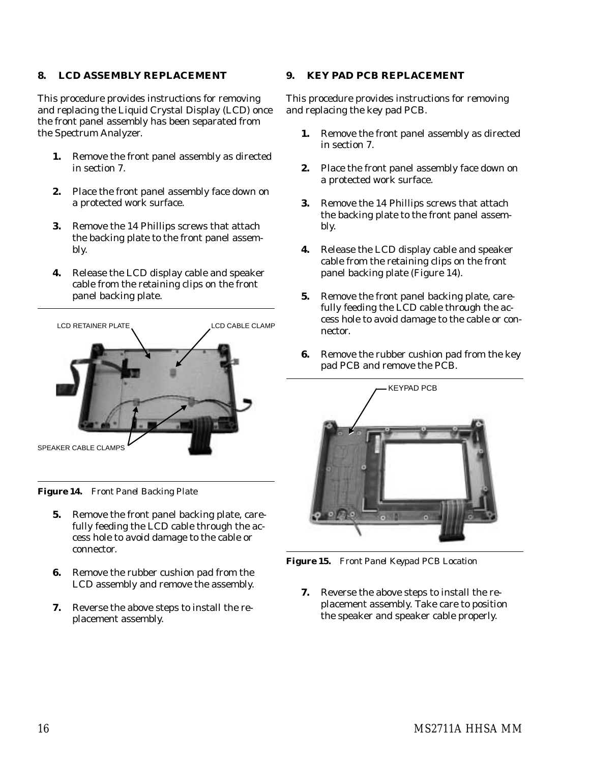## 8. LCD ASSEMBLY REPLACEMENT

This procedure provides instructions for removing and replacing the Liquid Crystal Display (LCD) once the front panel assembly has been separated from the Spectrum Analyzer.

1. Remove the front panel assembly as directed in section 7.

2. Place the front panel assembly face down on a protected work surface.

3. Remove the 14 Phillips screws that attach the backing plate to the front panel assembly.

4. Release the LCD display cable and speaker cable from the retaining clips on the front panel backing plate.

LCD RETAINER PLATE

LCD CABLE CLAMP

SPEAKER CABLE CLAMPS

**Figure 14.** *Front Panel Backing Plate*

5. Remove the front panel backing plate, carefully feeding the LCD cable through the access hole to avoid damage to the cable or connector.

6. Remove the rubber cushion pad from the LCD assembly and remove the assembly.

7. Reverse the above steps to install the replacement assembly.

## 9. KEY PAD PCB REPLACEMENT

This procedure provides instructions for removing and replacing the key pad PCB.

1. Remove the front panel assembly as directed in section 7.

2. Place the front panel assembly face down on a protected work surface.

3. Remove the 14 Phillips screws that attach the backing plate to the front panel assembly.

4. Release the LCD display cable and speaker cable from the retaining clips on the front panel backing plate (Figure 14).

5. Remove the front panel backing plate, carefully feeding the LCD cable through the access hole to avoid damage to the cable or connector.

6. Remove the rubber cushion pad from the key pad PCB and remove the PCB.

KEYPAD PCB

**Figure 15.** *Front Panel Keypad PCB Location*

7. Reverse the above steps to install the replacement assembly. Take care to position the speaker and speaker cable properly.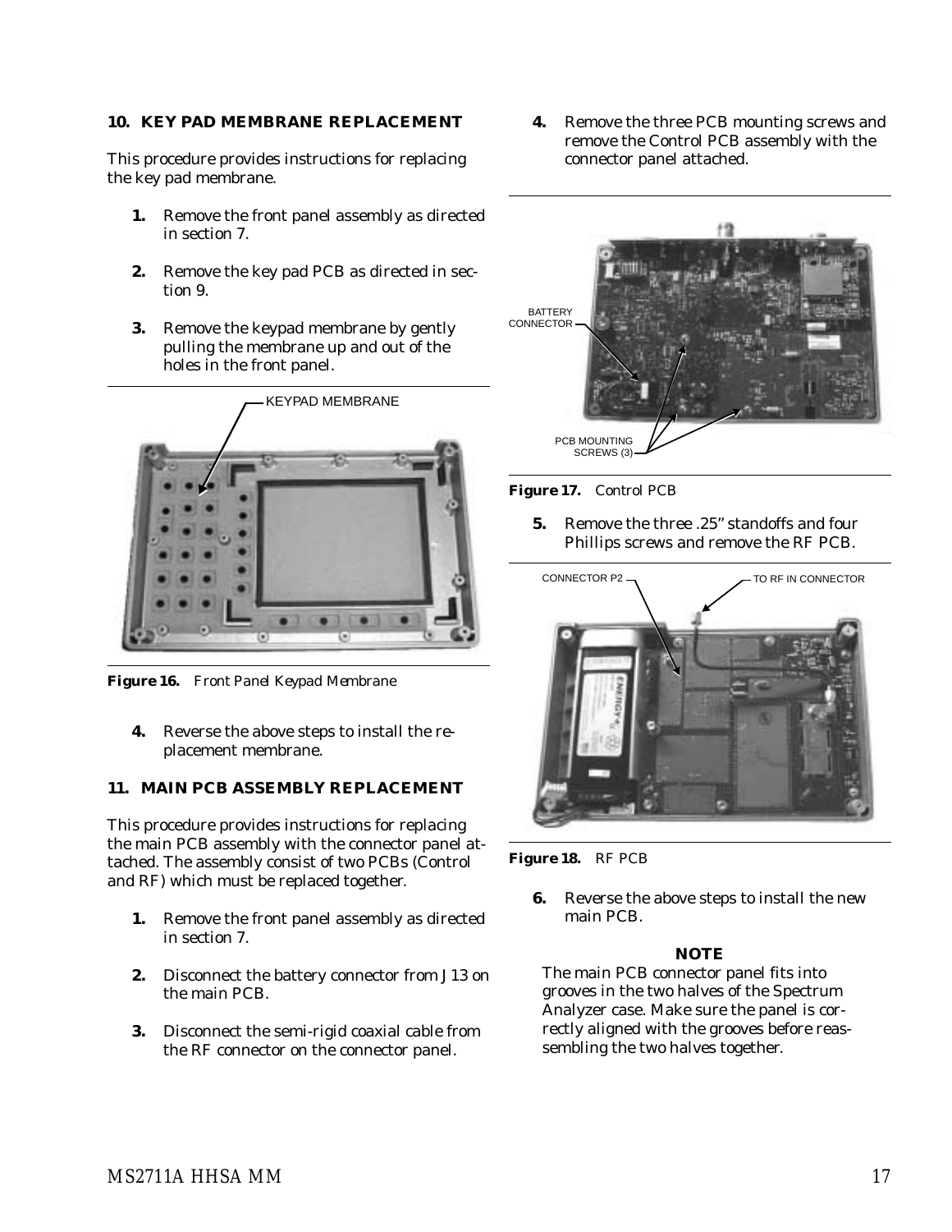## 10. KEY PAD MEMBRANE REPLACEMENT

This procedure provides instructions for replacing the key pad membrane.

1. Remove the front panel assembly as directed in section 7.

2. Remove the key pad PCB as directed in section 9.

3. Remove the keypad membrane by gently pulling the membrane up and out of the holes in the front panel.

KEYPAD MEMBRANE

**Figure 16.** *Front Panel Keypad Membrane*

4. Reverse the above steps to install the replacement membrane.

## 11. MAIN PCB ASSEMBLY REPLACEMENT

This procedure provides instructions for replacing the main PCB assembly with the connector panel attached. The assembly consist of two PCBs (Control and RF) which must be replaced together.

1. Remove the front panel assembly as directed in section 7.

2. Disconnect the battery connector from J13 on the main PCB.

3. Disconnect the semi-rigid coaxial cable from the RF connector on the connector panel.

4. Remove the three PCB mounting screws and remove the Control PCB assembly with the connector panel attached.

BATTERY CONNECTOR

PCB MOUNTING SCREWS (3)

**Figure 17.** Control PCB

5. Remove the three .25" standoffs and four Phillips screws and remove the RF PCB.

CONNECTOR P2

TO RF IN CONNECTOR

**Figure 18.** RF PCB

6. Reverse the above steps to install the new main PCB.

**NOTE**

The main PCB connector panel fits into grooves in the two halves of the Spectrum Analyzer case. Make sure the panel is correctly aligned with the grooves before reassembling the two halves together.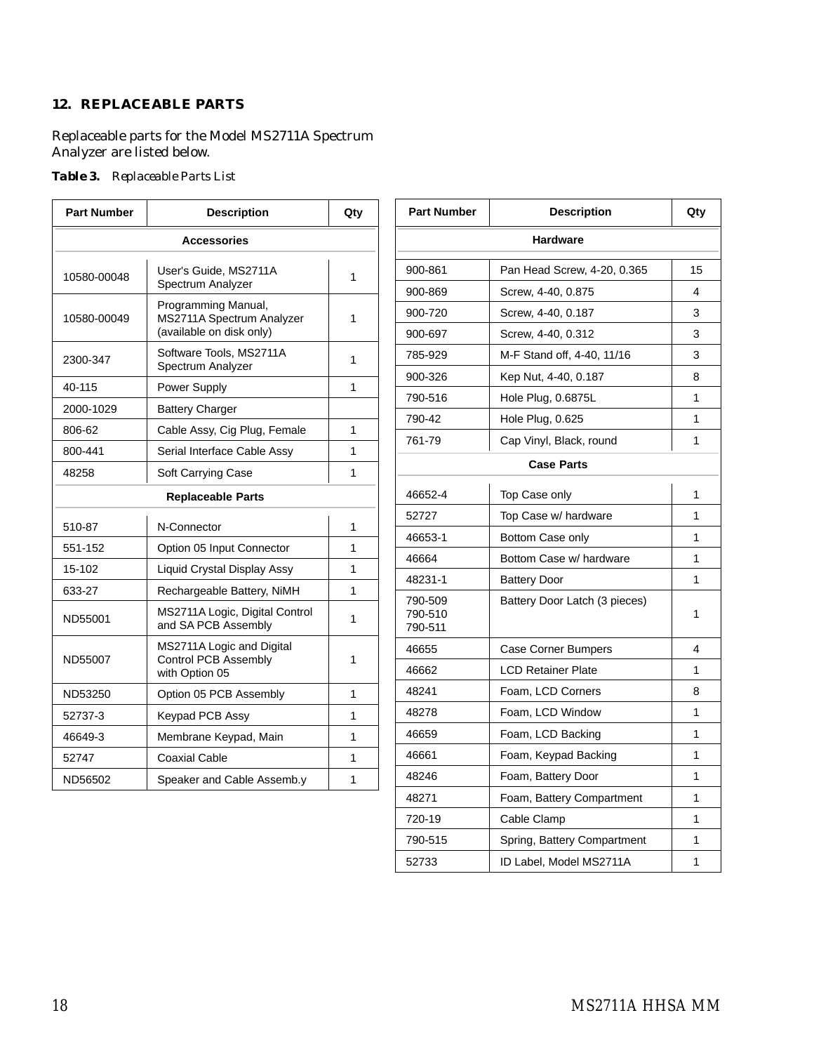## 12. REPLACEABLE PARTS

Replaceable parts for the Model MS2711A Spectrum Analyzer are listed below.

**Table 3.** *Replaceable Parts List*

| Part Number | Description | Qty |
|---|---|---|
| **Accessories** | | |
| 10580-00048 | User's Guide, MS2711A Spectrum Analyzer | 1 |
| 10580-00049 | Programming Manual, MS2711A Spectrum Analyzer (available on disk only) | 1 |
| 2300-347 | Software Tools, MS2711A Spectrum Analyzer | 1 |
| 40-115 | Power Supply | 1 |
| 2000-1029 | Battery Charger | |
| 806-62 | Cable Assy, Cig Plug, Female | 1 |
| 800-441 | Serial Interface Cable Assy | 1 |
| 48258 | Soft Carrying Case | 1 |
| **Replaceable Parts** | | |
| 510-87 | N-Connector | 1 |
| 551-152 | Option 05 Input Connector | 1 |
| 15-102 | Liquid Crystal Display Assy | 1 |
| 633-27 | Rechargeable Battery, NiMH | 1 |
| ND55001 | MS2711A Logic, Digital Control and SA PCB Assembly | 1 |
| ND55007 | MS2711A Logic and Digital Control PCB Assembly with Option 05 | 1 |
| ND53250 | Option 05 PCB Assembly | 1 |
| 52737-3 | Keypad PCB Assy | 1 |
| 46649-3 | Membrane Keypad, Main | 1 |
| 52747 | Coaxial Cable | 1 |
| ND56502 | Speaker and Cable Assemb.y | 1 |
| **Hardware** | | |
| 900-861 | Pan Head Screw, 4-20, 0.365 | 15 |
| 900-869 | Screw, 4-40, 0.875 | 4 |
| 900-720 | Screw, 4-40, 0.187 | 3 |
| 900-697 | Screw, 4-40, 0.312 | 3 |
| 785-929 | M-F Stand off, 4-40, 11/16 | 3 |
| 900-326 | Kep Nut, 4-40, 0.187 | 8 |
| 790-516 | Hole Plug, 0.6875L | 1 |
| 790-42 | Hole Plug, 0.625 | 1 |
| 761-79 | Cap Vinyl, Black, round | 1 |
| **Case Parts** | | |
| 46652-4 | Top Case only | 1 |
| 52727 | Top Case w/ hardware | 1 |
| 46653-1 | Bottom Case only | 1 |
| 46664 | Bottom Case w/ hardware | 1 |
| 48231-1 | Battery Door | 1 |
| 790-509<br>790-510<br>790-511 | Battery Door Latch (3 pieces) | 1 |
| 46655 | Case Corner Bumpers | 4 |
| 46662 | LCD Retainer Plate | 1 |
| 48241 | Foam, LCD Corners | 8 |
| 48278 | Foam, LCD Window | 1 |
| 46659 | Foam, LCD Backing | 1 |
| 46661 | Foam, Keypad Backing | 1 |
| 48246 | Foam, Battery Door | 1 |
| 48271 | Foam, Battery Compartment | 1 |
| 720-19 | Cable Clamp | 1 |
| 790-515 | Spring, Battery Compartment | 1 |
| 52733 | ID Label, Model MS2711A | 1 |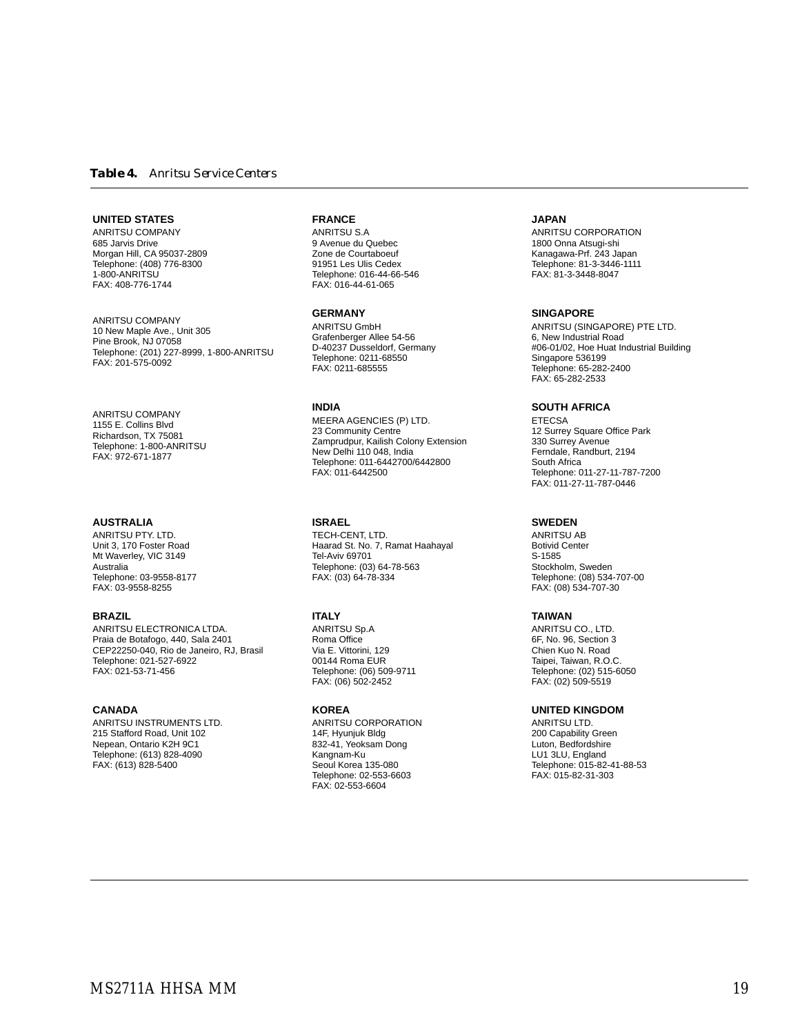**Table 4.** *Anritsu Service Centers*

**UNITED STATES**
ANRITSU COMPANY
685 Jarvis Drive
Morgan Hill, CA 95037-2809
Telephone: (408) 776-8300
1-800-ANRITSU
FAX: 408-776-1744

ANRITSU COMPANY
10 New Maple Ave., Unit 305
Pine Brook, NJ 07058
Telephone: (201) 227-8999, 1-800-ANRITSU
FAX: 201-575-0092

ANRITSU COMPANY
1155 E. Collins Blvd
Richardson, TX 75081
Telephone: 1-800-ANRITSU
FAX: 972-671-1877

**AUSTRALIA**
ANRITSU PTY. LTD.
Unit 3, 170 Foster Road
Mt Waverley, VIC 3149
Australia
Telephone: 03-9558-8177
FAX: 03-9558-8255

**BRAZIL**
ANRITSU ELECTRONICA LTDA.
Praia de Botafogo, 440, Sala 2401
CEP22250-040, Rio de Janeiro, RJ, Brasil
Telephone: 021-527-6922
FAX: 021-53-71-456

**CANADA**
ANRITSU INSTRUMENTS LTD.
215 Stafford Road, Unit 102
Nepean, Ontario K2H 9C1
Telephone: (613) 828-4090
FAX: (613) 828-5400

**FRANCE**
ANRITSU S.A
9 Avenue du Quebec
Zone de Courtaboeuf
91951 Les Ulis Cedex
Telephone: 016-44-66-546
FAX: 016-44-61-065

**GERMANY**
ANRITSU GmbH
Grafenberger Allee 54-56
D-40237 Dusseldorf, Germany
Telephone: 0211-68550
FAX: 0211-685555

**INDIA**
MEERA AGENCIES (P) LTD.
23 Community Centre
Zamprudpur, Kailish Colony Extension
New Delhi 110 048, India
Telephone: 011-6442700/6442800
FAX: 011-6442500

**ISRAEL**
TECH-CENT, LTD.
Haarad St. No. 7, Ramat Haahayal
Tel-Aviv 69701
Telephone: (03) 64-78-563
FAX: (03) 64-78-334

**ITALY**
ANRITSU Sp.A
Roma Office
Via E. Vittorini, 129
00144 Roma EUR
Telephone: (06) 509-9711
FAX: (06) 502-2452

**KOREA**
ANRITSU CORPORATION
14F, Hyunjuk Bldg
832-41, Yeoksam Dong
Kangnam-Ku
Seoul Korea 135-080
Telephone: 02-553-6603
FAX: 02-553-6604

**JAPAN**
ANRITSU CORPORATION
1800 Onna Atsugi-shi
Kanagawa-Prf. 243 Japan
Telephone: 81-3-3446-1111
FAX: 81-3-3448-8047

**SINGAPORE**
ANRITSU (SINGAPORE) PTE LTD.
6, New Industrial Road
#06-01/02, Hoe Huat Industrial Building
Singapore 536199
Telephone: 65-282-2400
FAX: 65-282-2533

**SOUTH AFRICA**
ETECSA
12 Surrey Square Office Park
330 Surrey Avenue
Ferndale, Randburt, 2194
South Africa
Telephone: 011-27-11-787-7200
FAX: 011-27-11-787-0446

**SWEDEN**
ANRITSU AB
Botivid Center
S-1585
Stockholm, Sweden
Telephone: (08) 534-707-00
FAX: (08) 534-707-30

**TAIWAN**
ANRITSU CO., LTD.
6F, No. 96, Section 3
Chien Kuo N. Road
Taipei, Taiwan, R.O.C.
Telephone: (02) 515-6050
FAX: (02) 509-5519

**UNITED KINGDOM**
ANRITSU LTD.
200 Capability Green
Luton, Bedfordshire
LU1 3LU, England
Telephone: 015-82-41-88-53
FAX: 015-82-31-303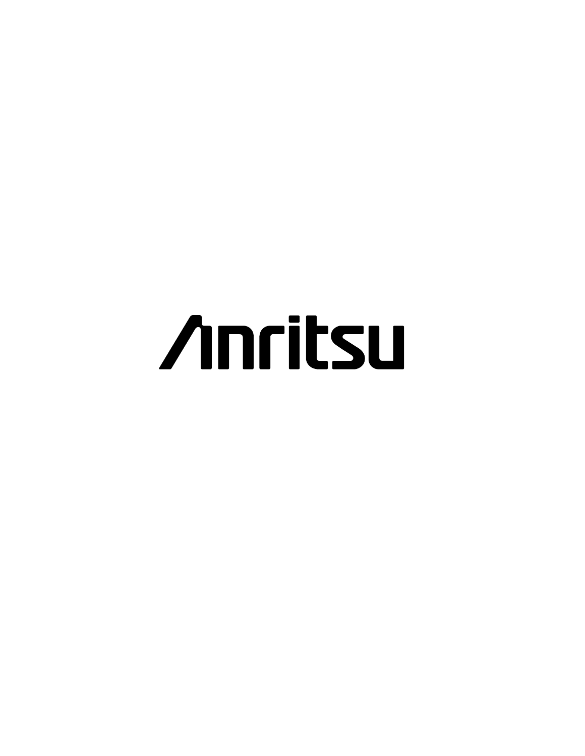Anritsu